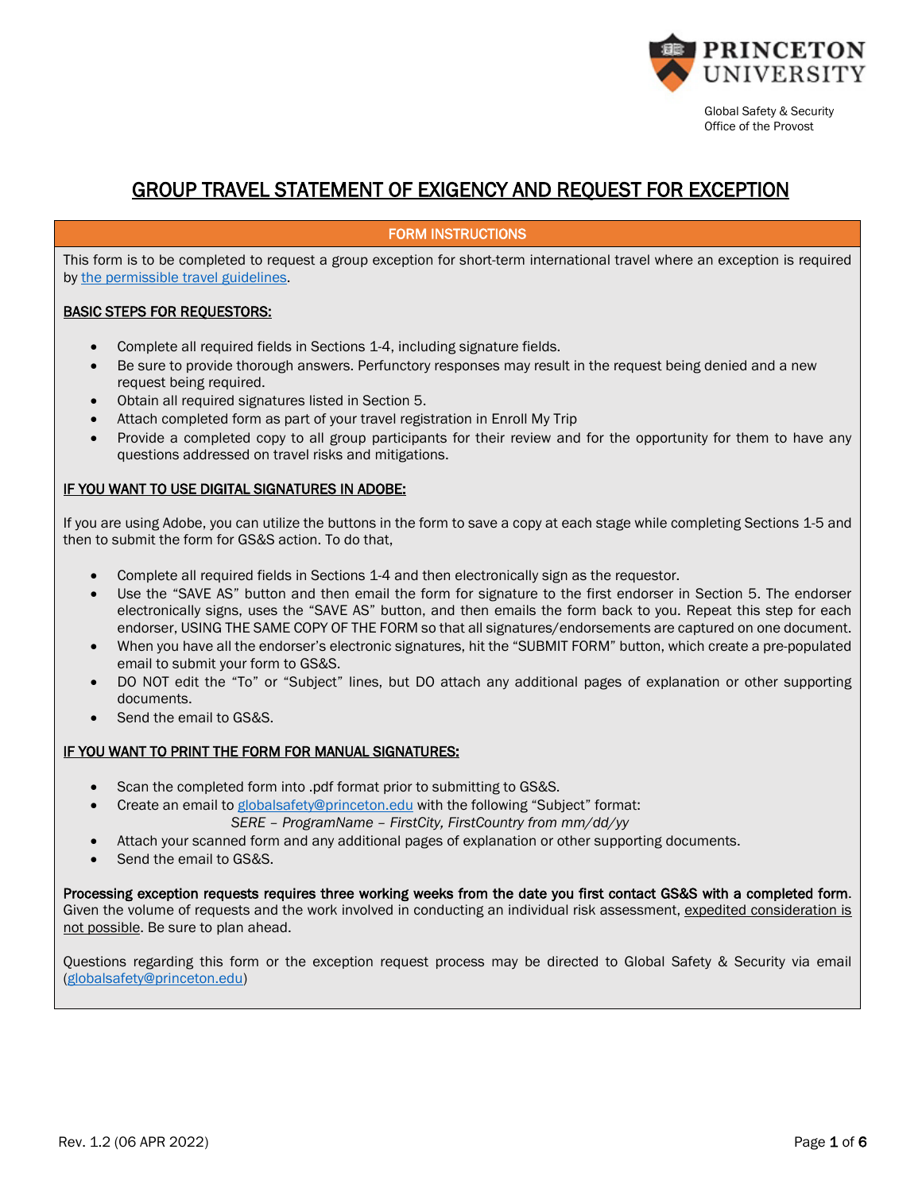Global Safety & Security
Office of the Provost

# GROUP TRAVEL STATEMENT OF EXIGENCY AND REQUEST FOR EXCEPTION

## FORM INSTRUCTIONS

This form is to be completed to request a group exception for short-term international travel where an exception is required by the permissible travel guidelines.

**BASIC STEPS FOR REQUESTORS:**

- Complete all required fields in Sections 1-4, including signature fields.
- Be sure to provide thorough answers. Perfunctory responses may result in the request being denied and a new request being required.
- Obtain all required signatures listed in Section 5.
- Attach completed form as part of your travel registration in Enroll My Trip
- Provide a completed copy to all group participants for their review and for the opportunity for them to have any questions addressed on travel risks and mitigations.

**IF YOU WANT TO USE DIGITAL SIGNATURES IN ADOBE:**

If you are using Adobe, you can utilize the buttons in the form to save a copy at each stage while completing Sections 1-5 and then to submit the form for GS&S action. To do that,

- Complete all required fields in Sections 1-4 and then electronically sign as the requestor.
- Use the "SAVE AS" button and then email the form for signature to the first endorser in Section 5. The endorser electronically signs, uses the "SAVE AS" button, and then emails the form back to you. Repeat this step for each endorser, USING THE SAME COPY OF THE FORM so that all signatures/endorsements are captured on one document.
- When you have all the endorser's electronic signatures, hit the "SUBMIT FORM" button, which create a pre-populated email to submit your form to GS&S.
- DO NOT edit the "To" or "Subject" lines, but DO attach any additional pages of explanation or other supporting documents.
- Send the email to GS&S.

**IF YOU WANT TO PRINT THE FORM FOR MANUAL SIGNATURES:**

- Scan the completed form into .pdf format prior to submitting to GS&S.
- Create an email to globalsafety@princeton.edu with the following "Subject" format:
  *SERE – ProgramName – FirstCity, FirstCountry from mm/dd/yy*
- Attach your scanned form and any additional pages of explanation or other supporting documents.
- Send the email to GS&S.

**Processing exception requests requires three working weeks from the date you first contact GS&S with a completed form**. Given the volume of requests and the work involved in conducting an individual risk assessment, expedited consideration is not possible. Be sure to plan ahead.

Questions regarding this form or the exception request process may be directed to Global Safety & Security via email (globalsafety@princeton.edu)

Rev. 1.2 (06 APR 2022)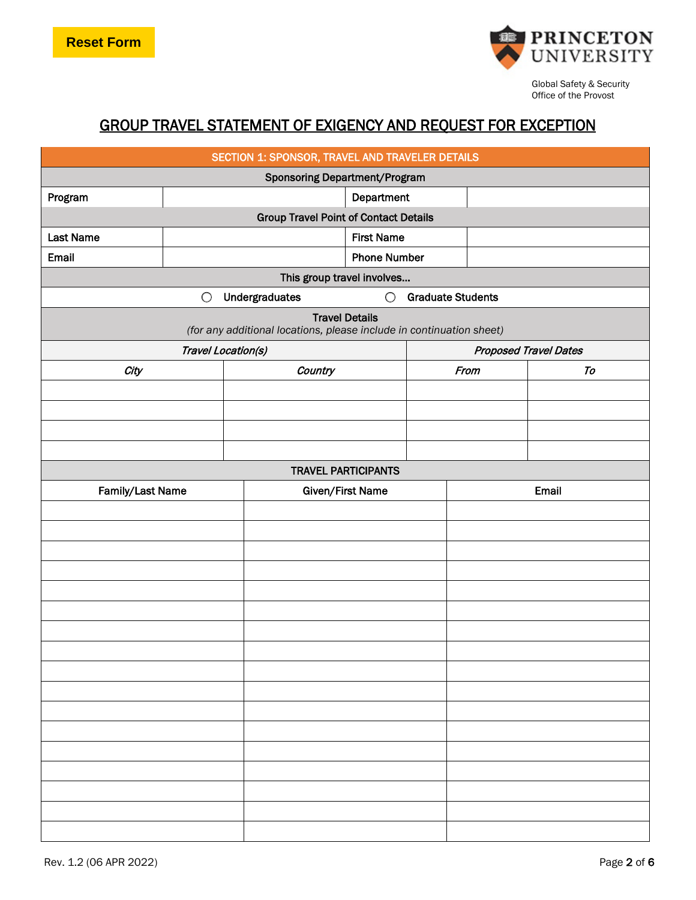Reset Form

Global Safety & Security
Office of the Provost

# GROUP TRAVEL STATEMENT OF EXIGENCY AND REQUEST FOR EXCEPTION

## SECTION 1: SPONSOR, TRAVEL AND TRAVELER DETAILS

### Sponsoring Department/Program

| Program | | Department | |
|---|---|---|---|

### Group Travel Point of Contact Details

| Last Name | | First Name | |
|---|---|---|---|
| Email | | Phone Number | |

### This group travel involves...

○ Undergraduates ○ Graduate Students

### Travel Details

*(for any additional locations, please include in continuation sheet)*

| *Travel Location(s)* | | *Proposed Travel Dates* | |
|---|---|---|---|
| ***City*** | ***Country*** | ***From*** | ***To*** |
| | | | |
| | | | |
| | | | |
| | | | |

### TRAVEL PARTICIPANTS

| Family/Last Name | Given/First Name | Email |
|---|---|---|
| | | |
| | | |
| | | |
| | | |
| | | |
| | | |
| | | |
| | | |
| | | |
| | | |
| | | |
| | | |
| | | |
| | | |
| | | |
| | | |
| | | |

Rev. 1.2 (06 APR 2022)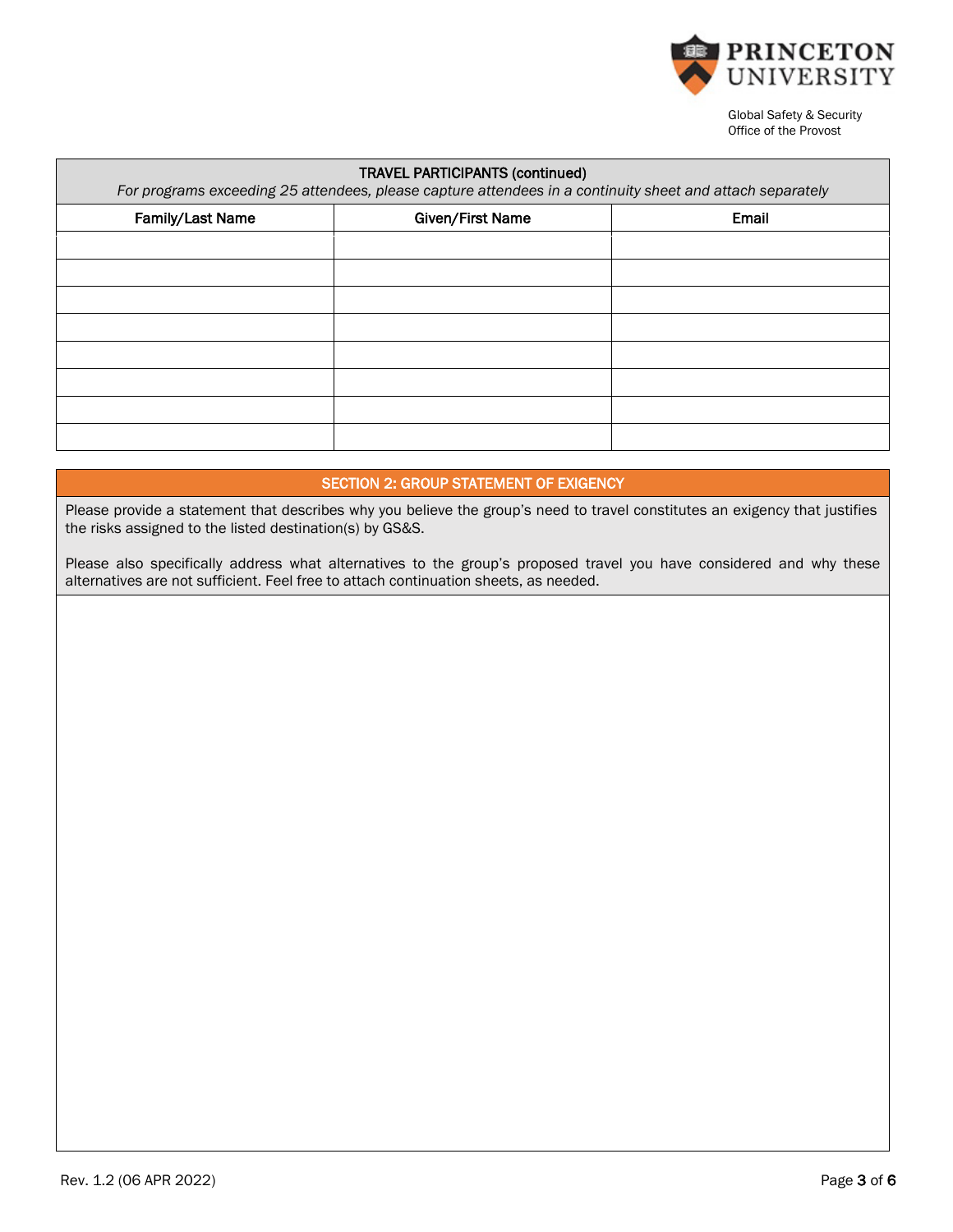| TRAVEL PARTICIPANTS (continued) *For programs exceeding 25 attendees, please capture attendees in a continuity sheet and attach separately* | | |
|---|---|---|
| **Family/Last Name** | **Given/First Name** | **Email** |
| | | |
| | | |
| | | |
| | | |
| | | |
| | | |
| | | |
| | | |

## SECTION 2: GROUP STATEMENT OF EXIGENCY

Please provide a statement that describes why you believe the group's need to travel constitutes an exigency that justifies the risks assigned to the listed destination(s) by GS&S.

Please also specifically address what alternatives to the group's proposed travel you have considered and why these alternatives are not sufficient. Feel free to attach continuation sheets, as needed.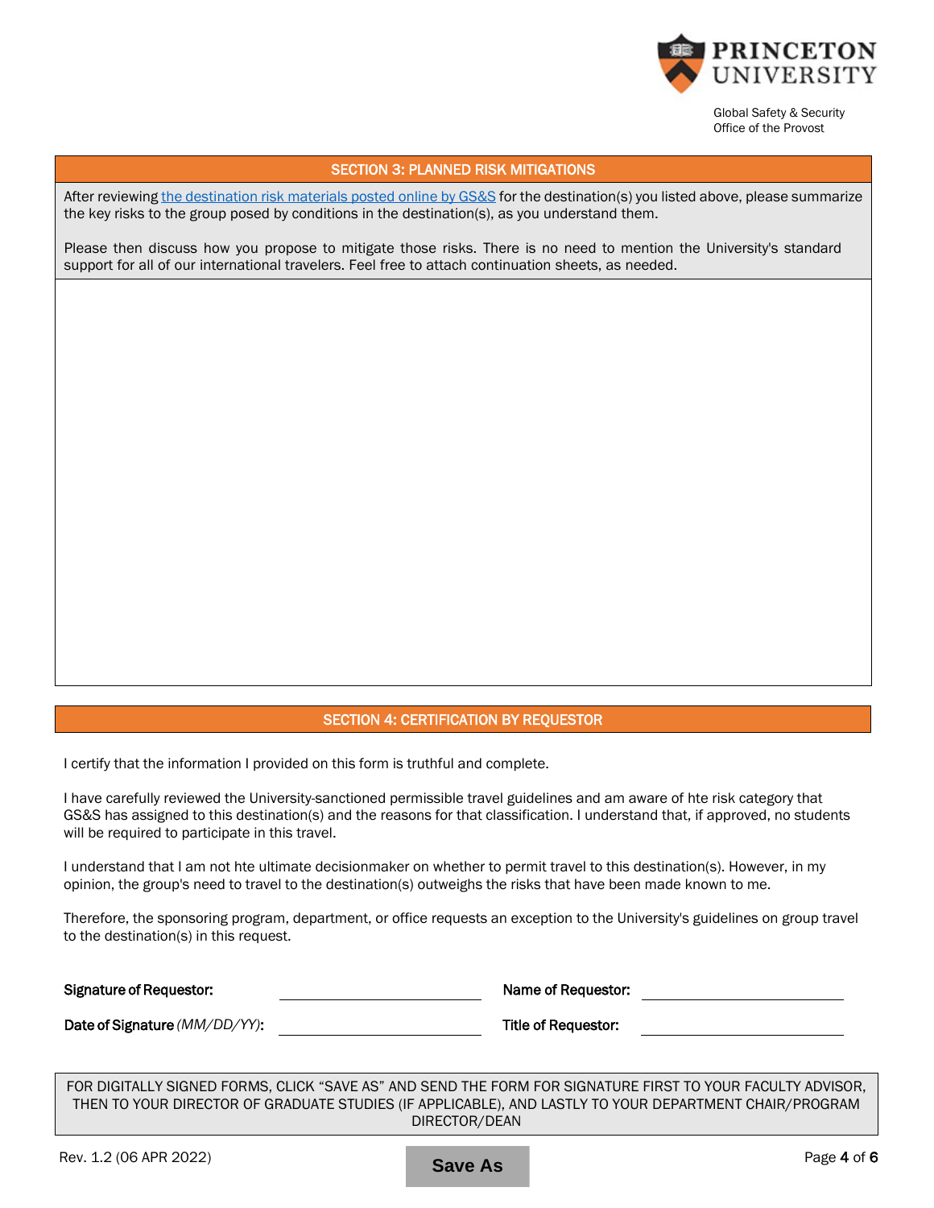Global Safety & Security
Office of the Provost

## SECTION 3: PLANNED RISK MITIGATIONS

After reviewing the destination risk materials posted online by GS&S for the destination(s) you listed above, please summarize the key risks to the group posed by conditions in the destination(s), as you understand them.

Please then discuss how you propose to mitigate those risks. There is no need to mention the University's standard support for all of our international travelers. Feel free to attach continuation sheets, as needed.

## SECTION 4: CERTIFICATION BY REQUESTOR

I certify that the information I provided on this form is truthful and complete.

I have carefully reviewed the University-sanctioned permissible travel guidelines and am aware of hte risk category that GS&S has assigned to this destination(s) and the reasons for that classification. I understand that, if approved, no students will be required to participate in this travel.

I understand that I am not hte ultimate decisionmaker on whether to permit travel to this destination(s). However, in my opinion, the group's need to travel to the destination(s) outweighs the risks that have been made known to me.

Therefore, the sponsoring program, department, or office requests an exception to the University's guidelines on group travel to the destination(s) in this request.

**Signature of Requestor:** ____________________ **Name of Requestor:** ____________________

**Date of Signature** *(MM/DD/YY)*: ____________________ **Title of Requestor:** ____________________

FOR DIGITALLY SIGNED FORMS, CLICK "SAVE AS" AND SEND THE FORM FOR SIGNATURE FIRST TO YOUR FACULTY ADVISOR, THEN TO YOUR DIRECTOR OF GRADUATE STUDIES (IF APPLICABLE), AND LASTLY TO YOUR DEPARTMENT CHAIR/PROGRAM DIRECTOR/DEAN

Rev. 1.2 (06 APR 2022)

Save As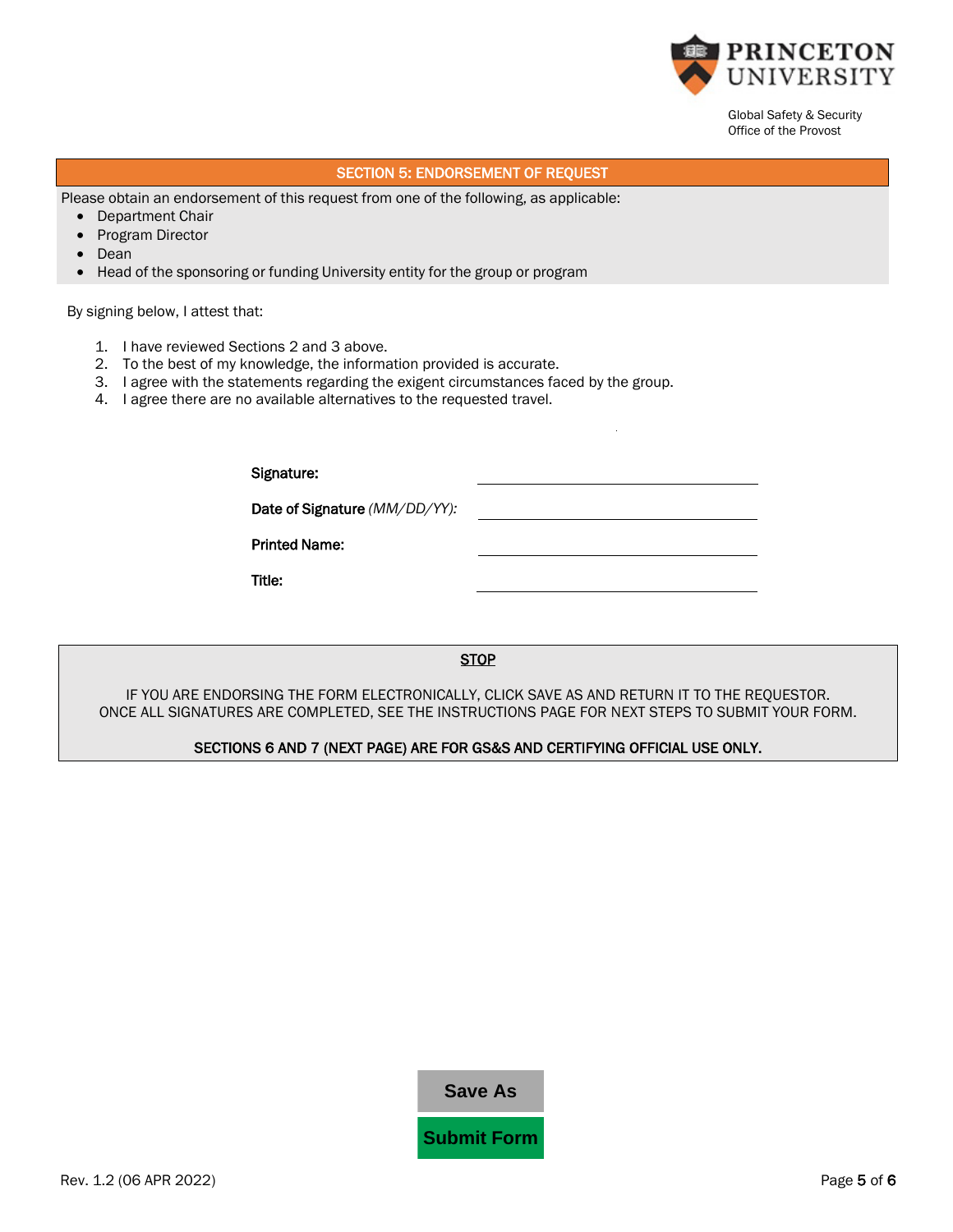Global Safety & Security
Office of the Provost

## SECTION 5: ENDORSEMENT OF REQUEST

Please obtain an endorsement of this request from one of the following, as applicable:

- Department Chair
- Program Director
- Dean
- Head of the sponsoring or funding University entity for the group or program

By signing below, I attest that:

1. I have reviewed Sections 2 and 3 above.
2. To the best of my knowledge, the information provided is accurate.
3. I agree with the statements regarding the exigent circumstances faced by the group.
4. I agree there are no available alternatives to the requested travel.

**Signature:** ______________________________

**Date of Signature** *(MM/DD/YY):* ______________________________

**Printed Name:** ______________________________

**Title:** ______________________________

<u>STOP</u>

IF YOU ARE ENDORSING THE FORM ELECTRONICALLY, CLICK SAVE AS AND RETURN IT TO THE REQUESTOR. ONCE ALL SIGNATURES ARE COMPLETED, SEE THE INSTRUCTIONS PAGE FOR NEXT STEPS TO SUBMIT YOUR FORM.

**SECTIONS 6 AND 7 (NEXT PAGE) ARE FOR GS&S AND CERTIFYING OFFICIAL USE ONLY.**

**Save As**

**Submit Form**

Rev. 1.2 (06 APR 2022)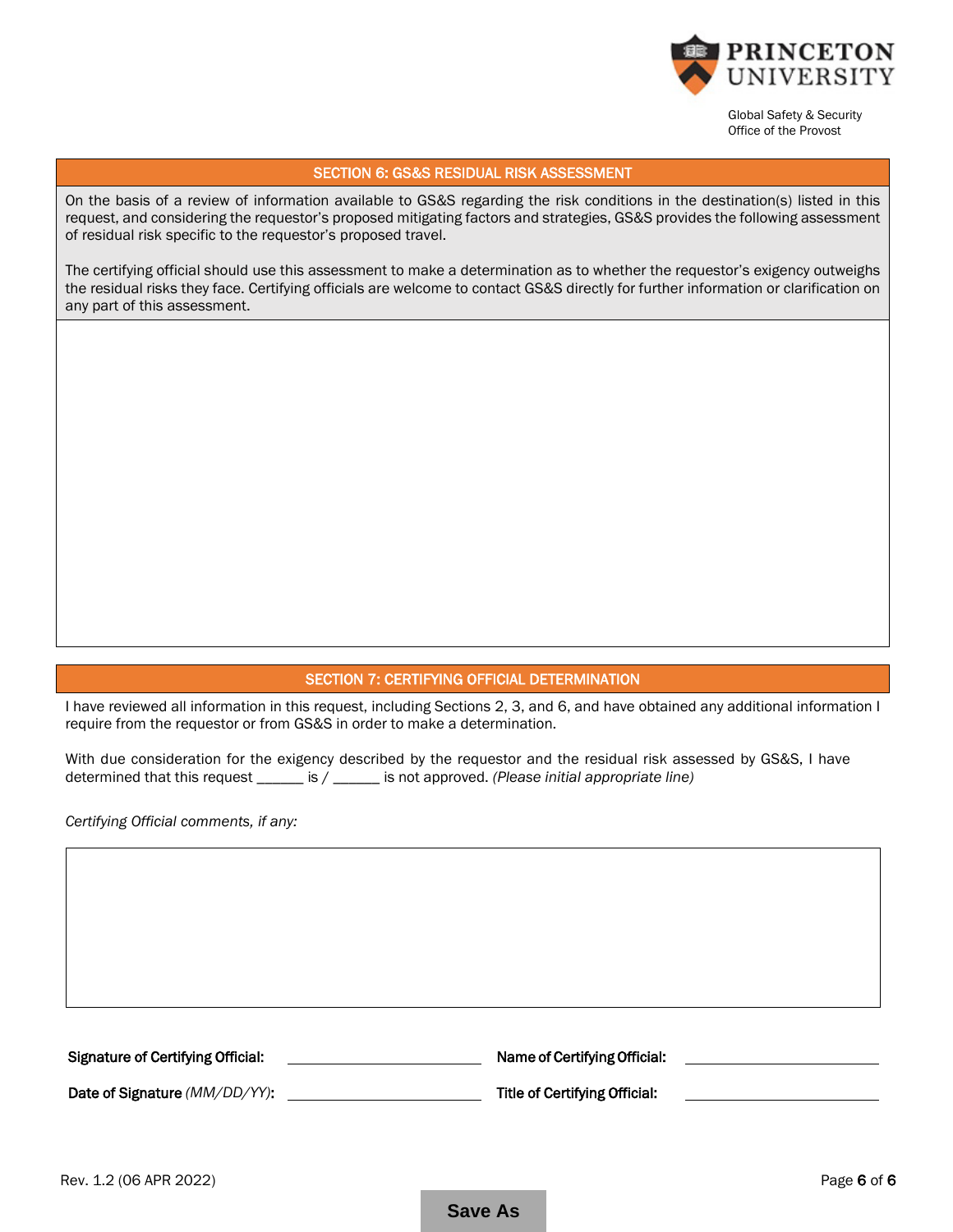Global Safety & Security
Office of the Provost

## SECTION 6: GS&S RESIDUAL RISK ASSESSMENT

On the basis of a review of information available to GS&S regarding the risk conditions in the destination(s) listed in this request, and considering the requestor's proposed mitigating factors and strategies, GS&S provides the following assessment of residual risk specific to the requestor's proposed travel.

The certifying official should use this assessment to make a determination as to whether the requestor's exigency outweighs the residual risks they face. Certifying officials are welcome to contact GS&S directly for further information or clarification on any part of this assessment.

## SECTION 7: CERTIFYING OFFICIAL DETERMINATION

I have reviewed all information in this request, including Sections 2, 3, and 6, and have obtained any additional information I require from the requestor or from GS&S in order to make a determination.

With due consideration for the exigency described by the requestor and the residual risk assessed by GS&S, I have determined that this request ______ is / ______ is not approved. *(Please initial appropriate line)*

*Certifying Official comments, if any:*

| | | | |
|---|---|---|---|
| **Signature of Certifying Official:** | ____________________ | **Name of Certifying Official:** | ____________________ |
| **Date of Signature** *(MM/DD/YY)*: | ____________________ | **Title of Certifying Official:** | ____________________ |

Rev. 1.2 (06 APR 2022)

Save As